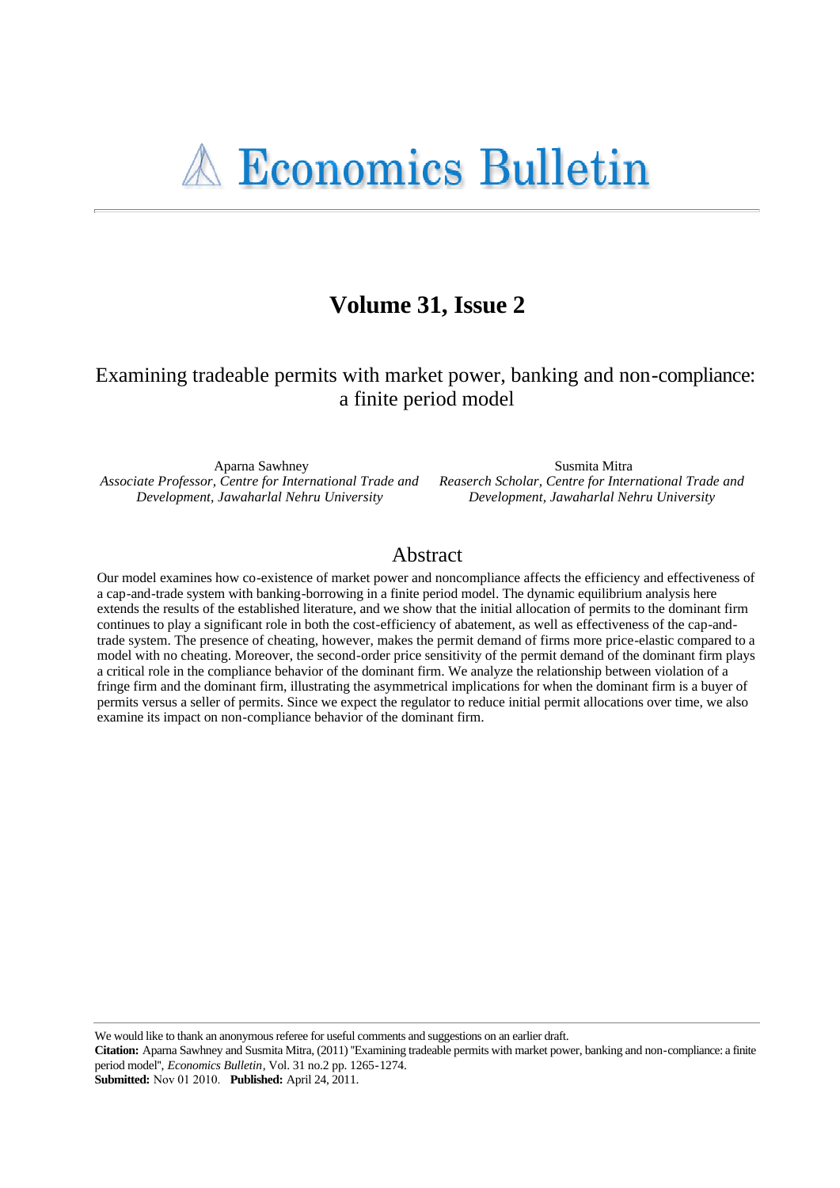# Economics Bulletin

## Volume 31, Issue 2

### Examining tradeable permits with market power, banking and non-compliance: a finite period model

Aparna Sawhney
*Associate Professor, Centre for International Trade and Development, Jawaharlal Nehru University*

Susmita Mitra
*Reaserch Scholar, Centre for International Trade and Development, Jawaharlal Nehru University*

## Abstract

Our model examines how co-existence of market power and noncompliance affects the efficiency and effectiveness of a cap-and-trade system with banking-borrowing in a finite period model. The dynamic equilibrium analysis here extends the results of the established literature, and we show that the initial allocation of permits to the dominant firm continues to play a significant role in both the cost-efficiency of abatement, as well as effectiveness of the cap-and-trade system. The presence of cheating, however, makes the permit demand of firms more price-elastic compared to a model with no cheating. Moreover, the second-order price sensitivity of the permit demand of the dominant firm plays a critical role in the compliance behavior of the dominant firm. We analyze the relationship between violation of a fringe firm and the dominant firm, illustrating the asymmetrical implications for when the dominant firm is a buyer of permits versus a seller of permits. Since we expect the regulator to reduce initial permit allocations over time, we also examine its impact on non-compliance behavior of the dominant firm.

---

We would like to thank an anonymous referee for useful comments and suggestions on an earlier draft.

**Citation:** Aparna Sawhney and Susmita Mitra, (2011) ''Examining tradeable permits with market power, banking and non-compliance: a finite period model'', *Economics Bulletin*, Vol. 31 no.2 pp. 1265-1274.

**Submitted:** Nov 01 2010. **Published:** April 24, 2011.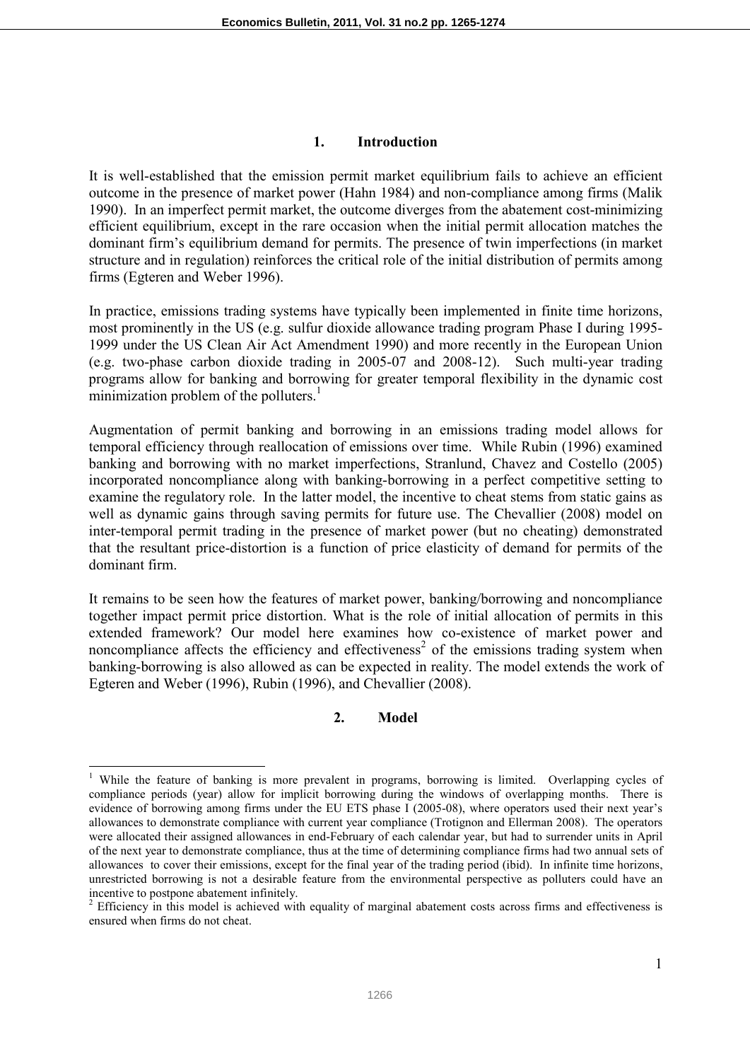## 1. Introduction

It is well-established that the emission permit market equilibrium fails to achieve an efficient outcome in the presence of market power (Hahn 1984) and non-compliance among firms (Malik 1990). In an imperfect permit market, the outcome diverges from the abatement cost-minimizing efficient equilibrium, except in the rare occasion when the initial permit allocation matches the dominant firm's equilibrium demand for permits. The presence of twin imperfections (in market structure and in regulation) reinforces the critical role of the initial distribution of permits among firms (Egteren and Weber 1996).

In practice, emissions trading systems have typically been implemented in finite time horizons, most prominently in the US (e.g. sulfur dioxide allowance trading program Phase I during 1995-1999 under the US Clean Air Act Amendment 1990) and more recently in the European Union (e.g. two-phase carbon dioxide trading in 2005-07 and 2008-12). Such multi-year trading programs allow for banking and borrowing for greater temporal flexibility in the dynamic cost minimization problem of the polluters.[1]

Augmentation of permit banking and borrowing in an emissions trading model allows for temporal efficiency through reallocation of emissions over time. While Rubin (1996) examined banking and borrowing with no market imperfections, Stranlund, Chavez and Costello (2005) incorporated noncompliance along with banking-borrowing in a perfect competitive setting to examine the regulatory role. In the latter model, the incentive to cheat stems from static gains as well as dynamic gains through saving permits for future use. The Chevallier (2008) model on inter-temporal permit trading in the presence of market power (but no cheating) demonstrated that the resultant price-distortion is a function of price elasticity of demand for permits of the dominant firm.

It remains to be seen how the features of market power, banking/borrowing and noncompliance together impact permit price distortion. What is the role of initial allocation of permits in this extended framework? Our model here examines how co-existence of market power and noncompliance affects the efficiency and effectiveness[2] of the emissions trading system when banking-borrowing is also allowed as can be expected in reality. The model extends the work of Egteren and Weber (1996), Rubin (1996), and Chevallier (2008).

## 2. Model

---

[1] While the feature of banking is more prevalent in programs, borrowing is limited. Overlapping cycles of compliance periods (year) allow for implicit borrowing during the windows of overlapping months. There is evidence of borrowing among firms under the EU ETS phase I (2005-08), where operators used their next year's allowances to demonstrate compliance with current year compliance (Trotignon and Ellerman 2008). The operators were allocated their assigned allowances in end-February of each calendar year, but had to surrender units in April of the next year to demonstrate compliance, thus at the time of determining compliance firms had two annual sets of allowances to cover their emissions, except for the final year of the trading period (ibid). In infinite time horizons, unrestricted borrowing is not a desirable feature from the environmental perspective as polluters could have an incentive to postpone abatement infinitely.

[2] Efficiency in this model is achieved with equality of marginal abatement costs across firms and effectiveness is ensured when firms do not cheat.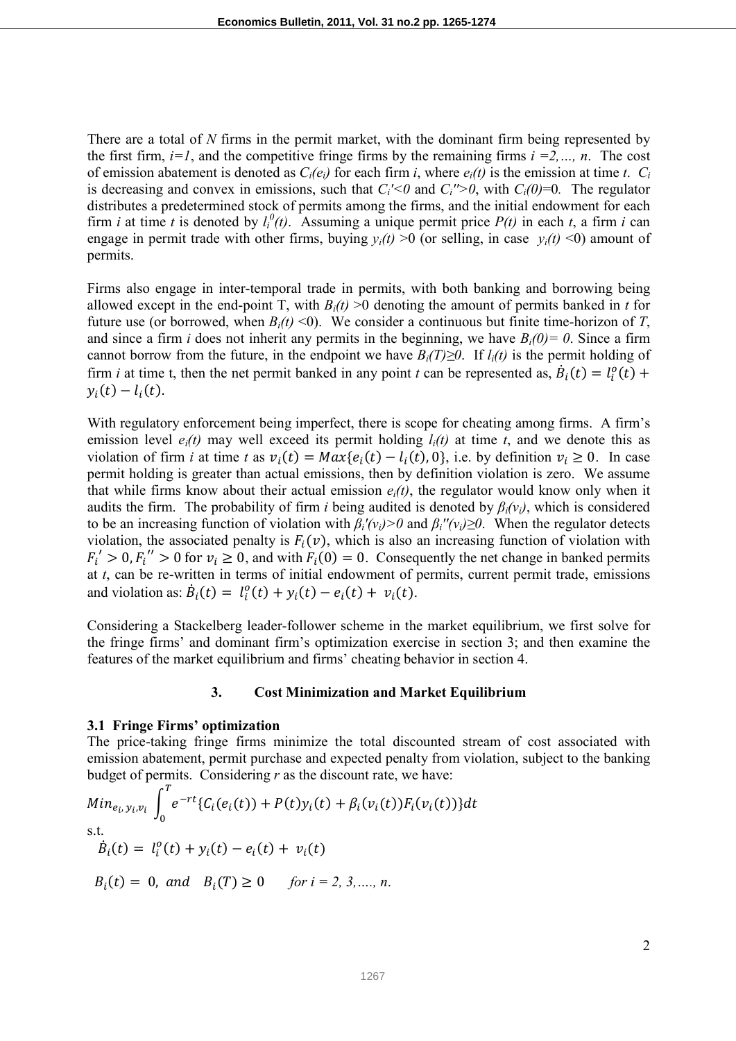There are a total of *N* firms in the permit market, with the dominant firm being represented by the first firm, $i=1$, and the competitive fringe firms by the remaining firms $i=2,\dots, n$. The cost of emission abatement is denoted as $C_i(e_i)$ for each firm *i*, where $e_i(t)$ is the emission at time *t*. $C_i$ is decreasing and convex in emissions, such that $C_i'<0$ and $C_i''>0$, with $C_i(0)=0$. The regulator distributes a predetermined stock of permits among the firms, and the initial endowment for each firm *i* at time *t* is denoted by $l_i^0(t)$. Assuming a unique permit price $P(t)$ in each *t*, a firm *i* can engage in permit trade with other firms, buying $y_i(t)>0$ (or selling, in case $y_i(t)<0$) amount of permits.

Firms also engage in inter-temporal trade in permits, with both banking and borrowing being allowed except in the end-point T, with $B_i(t)>0$ denoting the amount of permits banked in *t* for future use (or borrowed, when $B_i(t)<0$). We consider a continuous but finite time-horizon of *T*, and since a firm *i* does not inherit any permits in the beginning, we have $B_i(0)=0$. Since a firm cannot borrow from the future, in the endpoint we have $B_i(T)\geq 0$. If $l_i(t)$ is the permit holding of firm *i* at time t, then the net permit banked in any point *t* can be represented as, $\dot{B}_i(t)=l_i^o(t)+y_i(t)-l_i(t)$.

With regulatory enforcement being imperfect, there is scope for cheating among firms. A firm's emission level $e_i(t)$ may well exceed its permit holding $l_i(t)$ at time *t*, and we denote this as violation of firm *i* at time *t* as $v_i(t)=Max\{e_i(t)-l_i(t),0\}$, i.e. by definition $v_i\geq 0$. In case permit holding is greater than actual emissions, then by definition violation is zero. We assume that while firms know about their actual emission $e_i(t)$, the regulator would know only when it audits the firm. The probability of firm *i* being audited is denoted by $\beta_i(v_i)$, which is considered to be an increasing function of violation with $\beta_i'(v_i)>0$ and $\beta_i''(v_i)\geq 0$. When the regulator detects violation, the associated penalty is $F_i(v)$, which is also an increasing function of violation with $F_i'>0, F_i''>0$ for $v_i\geq 0$, and with $F_i(0)=0$. Consequently the net change in banked permits at *t*, can be re-written in terms of initial endowment of permits, current permit trade, emissions and violation as: $\dot{B}_i(t)=l_i^o(t)+y_i(t)-e_i(t)+v_i(t)$.

Considering a Stackelberg leader-follower scheme in the market equilibrium, we first solve for the fringe firms' and dominant firm's optimization exercise in section 3; and then examine the features of the market equilibrium and firms' cheating behavior in section 4.

## 3. Cost Minimization and Market Equilibrium

### 3.1 Fringe Firms' optimization

The price-taking fringe firms minimize the total discounted stream of cost associated with emission abatement, permit purchase and expected penalty from violation, subject to the banking budget of permits. Considering *r* as the discount rate, we have:

$$Min_{e_i, y_i, v_i}\int_0^T e^{-rt}\{C_i(e_i(t))+P(t)y_i(t)+\beta_i(v_i(t))F_i(v_i(t))\}dt$$

s.t.

$$\dot{B}_i(t)=l_i^o(t)+y_i(t)-e_i(t)+v_i(t)$$

$$B_i(t)=0,\ and\quad B_i(T)\geq 0\qquad \textit{for } i=2,3,\dots,n.$$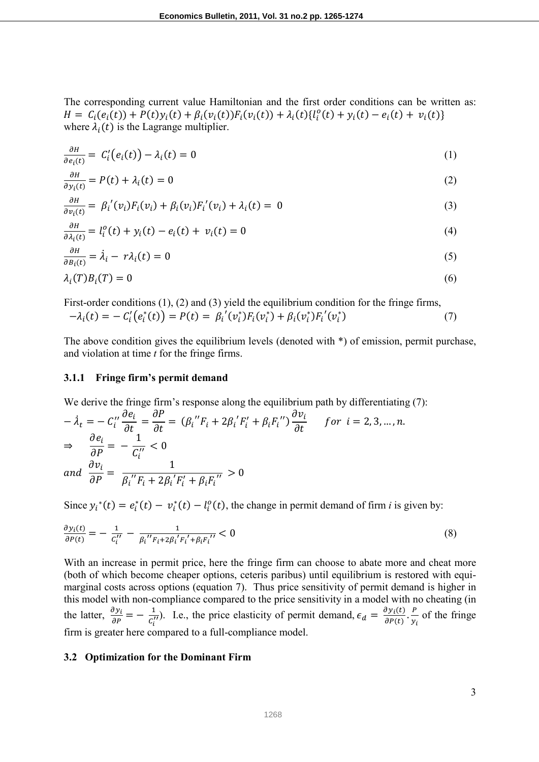The corresponding current value Hamiltonian and the first order conditions can be written as: $H = C_i(e_i(t)) + P(t)y_i(t) + \beta_i(v_i(t))F_i(v_i(t)) + \lambda_i(t)\{l_i^o(t) + y_i(t) - e_i(t) + v_i(t)\}$ where $\lambda_i(t)$ is the Lagrange multiplier.

$$\frac{\partial H}{\partial e_i(t)} = C_i'(e_i(t)) - \lambda_i(t) = 0 \tag{1}$$

$$\frac{\partial H}{\partial y_i(t)} = P(t) + \lambda_i(t) = 0 \tag{2}$$

$$\frac{\partial H}{\partial v_i(t)} = \beta_i'(v_i)F_i(v_i) + \beta_i(v_i)F_i'(v_i) + \lambda_i(t) = 0 \tag{3}$$

$$\frac{\partial H}{\partial \lambda_i(t)} = l_i^o(t) + y_i(t) - e_i(t) + v_i(t) = 0 \tag{4}$$

$$\frac{\partial H}{\partial B_i(t)} = \dot{\lambda}_i - r\lambda_i(t) = 0 \tag{5}$$

$$\lambda_i(T)B_i(T) = 0 \tag{6}$$

First-order conditions (1), (2) and (3) yield the equilibrium condition for the fringe firms,

$$-\lambda_i(t) = -C_i'(e_i^*(t)) = P(t) = \beta_i'(v_i^*)F_i(v_i^*) + \beta_i(v_i^*)F_i'(v_i^*) \tag{7}$$

The above condition gives the equilibrium levels (denoted with \*) of emission, permit purchase, and violation at time *t* for the fringe firms.

### 3.1.1 Fringe firm's permit demand

We derive the fringe firm's response along the equilibrium path by differentiating (7):

$$-\dot{\lambda}_t = -C_i''\frac{\partial e_i}{\partial t} = \frac{\partial P}{\partial t} = (\beta_i''F_i + 2\beta_i'F_i' + \beta_i F_i'')\frac{\partial v_i}{\partial t} \qquad for \ \ i = 2, 3, \dots, n.$$

$$\Rightarrow \quad \frac{\partial e_i}{\partial P} = -\frac{1}{C_i''} < 0$$

$$and \ \ \frac{\partial v_i}{\partial P} = \frac{1}{\beta_i''F_i + 2\beta_i'F_i' + \beta_i F_i''} > 0$$

Since $y_i^*(t) = e_i^*(t) - v_i^*(t) - l_i^o(t)$, the change in permit demand of firm *i* is given by:

$$\frac{\partial y_i(t)}{\partial P(t)} = -\frac{1}{C_i''} - \frac{1}{\beta_i''F_i + 2\beta_i'F_i' + \beta_i F_i''} < 0 \tag{8}$$

With an increase in permit price, here the fringe firm can choose to abate more and cheat more (both of which become cheaper options, ceteris paribus) until equilibrium is restored with equi-marginal costs across options (equation 7). Thus price sensitivity of permit demand is higher in this model with non-compliance compared to the price sensitivity in a model with no cheating (in the latter, $\frac{\partial y_i}{\partial P} = -\frac{1}{C_i''}$). I.e., the price elasticity of permit demand, $\epsilon_d = \frac{\partial y_i(t)}{\partial P(t)} \cdot \frac{P}{y_i}$ of the fringe firm is greater here compared to a full-compliance model.

## 3.2 Optimization for the Dominant Firm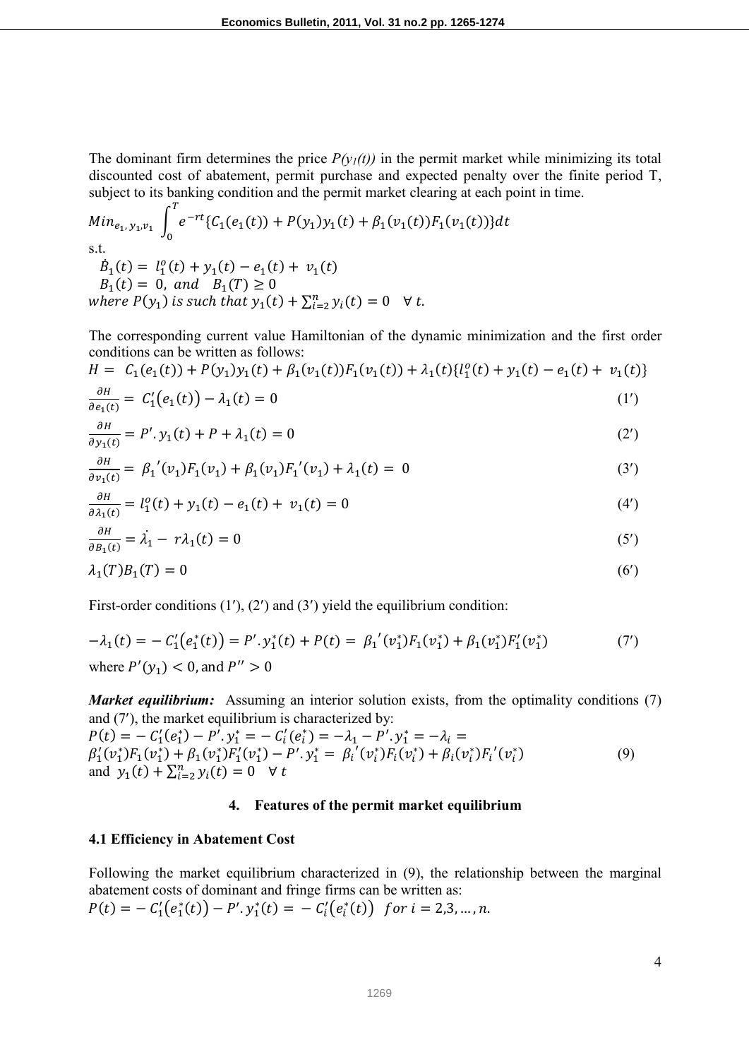The dominant firm determines the price $P(y_1(t))$ in the permit market while minimizing its total discounted cost of abatement, permit purchase and expected penalty over the finite period T, subject to its banking condition and the permit market clearing at each point in time.

$$Min_{e_1,\, y_1, v_1} \int_0^T e^{-rt}\{C_1(e_1(t)) + P(y_1)y_1(t) + \beta_1(v_1(t))F_1(v_1(t))\}dt$$

s.t.

$$\dot{B}_1(t) = l_1^o(t) + y_1(t) - e_1(t) + v_1(t)$$

$$B_1(t) = 0, \text{ and } \quad B_1(T) \geq 0$$

*where* $P(y_1)$ *is such that* $y_1(t) + \sum_{i=2}^{n} y_i(t) = 0 \quad \forall\, t.$

The corresponding current value Hamiltonian of the dynamic minimization and the first order conditions can be written as follows:

$$H = C_1(e_1(t)) + P(y_1)y_1(t) + \beta_1(v_1(t))F_1(v_1(t)) + \lambda_1(t)\{l_1^o(t) + y_1(t) - e_1(t) + v_1(t)\}$$

$$\frac{\partial H}{\partial e_1(t)} = C_1'\big(e_1(t)\big) - \lambda_1(t) = 0 \tag{1'}$$

$$\frac{\partial H}{\partial y_1(t)} = P'.\, y_1(t) + P + \lambda_1(t) = 0 \tag{2'}$$

$$\frac{\partial H}{\partial v_1(t)} = \beta_1{}'(v_1)F_1(v_1) + \beta_1(v_1)F_1{}'(v_1) + \lambda_1(t) = 0 \tag{3'}$$

$$\frac{\partial H}{\partial \lambda_1(t)} = l_1^o(t) + y_1(t) - e_1(t) + v_1(t) = 0 \tag{4'}$$

$$\frac{\partial H}{\partial B_1(t)} = \dot{\lambda}_1 - r\lambda_1(t) = 0 \tag{5'}$$

$$\lambda_1(T)B_1(T) = 0 \tag{6'}$$

First-order conditions (1′), (2′) and (3′) yield the equilibrium condition:

$$-\lambda_1(t) = -C_1'\big(e_1^*(t)\big) = P'.\, y_1^*(t) + P(t) = \beta_1{}'(v_1^*)F_1(v_1^*) + \beta_1(v_1^*)F_1'(v_1^*) \tag{7'}$$

where $P'(y_1) < 0$, and $P'' > 0$

***Market equilibrium:*** Assuming an interior solution exists, from the optimality conditions (7) and (7′), the market equilibrium is characterized by:

$$P(t) = -C_1'(e_1^*) - P'.\, y_1^* = -C_i'(e_i^*) = -\lambda_1 - P'.\, y_1^* = -\lambda_i =$$
$$\beta_1'(v_1^*)F_1(v_1^*) + \beta_1(v_1^*)F_1'(v_1^*) - P'.\, y_1^* = \beta_i{}'(v_i^*)F_i(v_i^*) + \beta_i(v_i^*)F_i{}'(v_i^*) \tag{9}$$
and $y_1(t) + \sum_{i=2}^{n} y_i(t) = 0 \quad \forall\, t$

## 4. Features of the permit market equilibrium

### 4.1 Efficiency in Abatement Cost

Following the market equilibrium characterized in (9), the relationship between the marginal abatement costs of dominant and fringe firms can be written as:

$$P(t) = -C_1'\big(e_1^*(t)\big) - P'.\, y_1^*(t) = -C_i'\big(e_i^*(t)\big) \quad for\ i = 2,3,\ldots,n.$$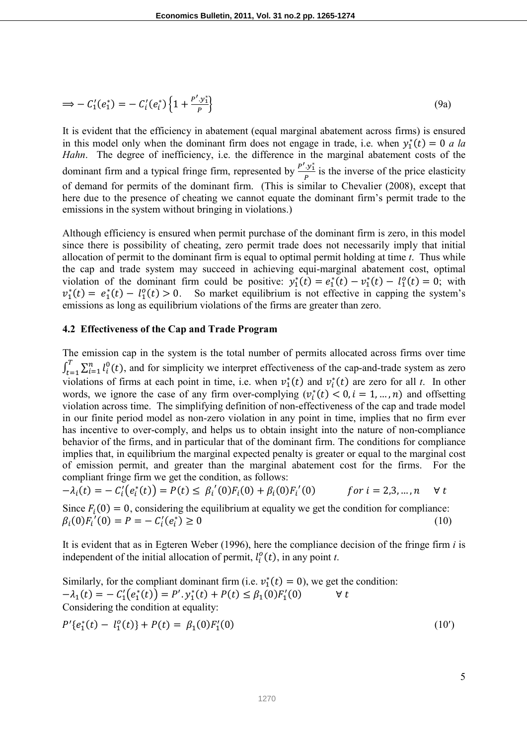$$\Longrightarrow -C_1'(e_1^*) = -C_i'(e_i^*)\left\{1 + \frac{P'.y_1^*}{P}\right\} \tag{9a}$$

It is evident that the efficiency in abatement (equal marginal abatement across firms) is ensured in this model only when the dominant firm does not engage in trade, i.e. when $y_1^*(t) = 0$ *a la Hahn*. The degree of inefficiency, i.e. the difference in the marginal abatement costs of the dominant firm and a typical fringe firm, represented by $\frac{P'.y_1^*}{P}$ is the inverse of the price elasticity of demand for permits of the dominant firm. (This is similar to Chevalier (2008), except that here due to the presence of cheating we cannot equate the dominant firm's permit trade to the emissions in the system without bringing in violations.)

Although efficiency is ensured when permit purchase of the dominant firm is zero, in this model since there is possibility of cheating, zero permit trade does not necessarily imply that initial allocation of permit to the dominant firm is equal to optimal permit holding at time *t*. Thus while the cap and trade system may succeed in achieving equi-marginal abatement cost, optimal violation of the dominant firm could be positive: $y_1^*(t) = e_1^*(t) - v_1^*(t) - l_1^o(t) = 0$; with $v_1^*(t) = e_1^*(t) - l_1^o(t) > 0$. So market equilibrium is not effective in capping the system's emissions as long as equilibrium violations of the firms are greater than zero.

### 4.2 Effectiveness of the Cap and Trade Program

The emission cap in the system is the total number of permits allocated across firms over time $\int_{t=1}^{T}\sum_{i=1}^{n} l_i^0(t)$, and for simplicity we interpret effectiveness of the cap-and-trade system as zero violations of firms at each point in time, i.e. when $v_1^*(t)$ and $v_i^*(t)$ are zero for all *t*. In other words, we ignore the case of any firm over-complying ($v_i^*(t) < 0, i = 1, \ldots, n$) and offsetting violation across time. The simplifying definition of non-effectiveness of the cap and trade model in our finite period model as non-zero violation in any point in time, implies that no firm ever has incentive to over-comply, and helps us to obtain insight into the nature of non-compliance behavior of the firms, and in particular that of the dominant firm. The conditions for compliance implies that, in equilibrium the marginal expected penalty is greater or equal to the marginal cost of emission permit, and greater than the marginal abatement cost for the firms. For the compliant fringe firm we get the condition, as follows:

$$-\lambda_i(t) = -C_i'\big(e_i^*(t)\big) = P(t) \le \beta_i'(0)F_i(0) + \beta_i(0)F_i'(0) \qquad for\ i = 2,3,\ldots,n \quad \forall\, t$$

Since $F_i(0) = 0$, considering the equilibrium at equality we get the condition for compliance:

$$\beta_i(0)F_i'(0) = P = -C_i'(e_i^*) \ge 0 \tag{10}$$

It is evident that as in Egteren Weber (1996), here the compliance decision of the fringe firm *i* is independent of the initial allocation of permit, $l_i^o(t)$, in any point *t*.

Similarly, for the compliant dominant firm (i.e. $v_1^*(t) = 0$), we get the condition:

$$-\lambda_1(t) = -C_1'\big(e_1^*(t)\big) = P'.y_1^*(t) + P(t) \le \beta_1(0)F_1'(0) \qquad \forall\, t$$

Considering the condition at equality:

$$P'\{e_1^*(t) - l_1^o(t)\} + P(t) = \beta_1(0)F_1'(0) \tag{10'}$$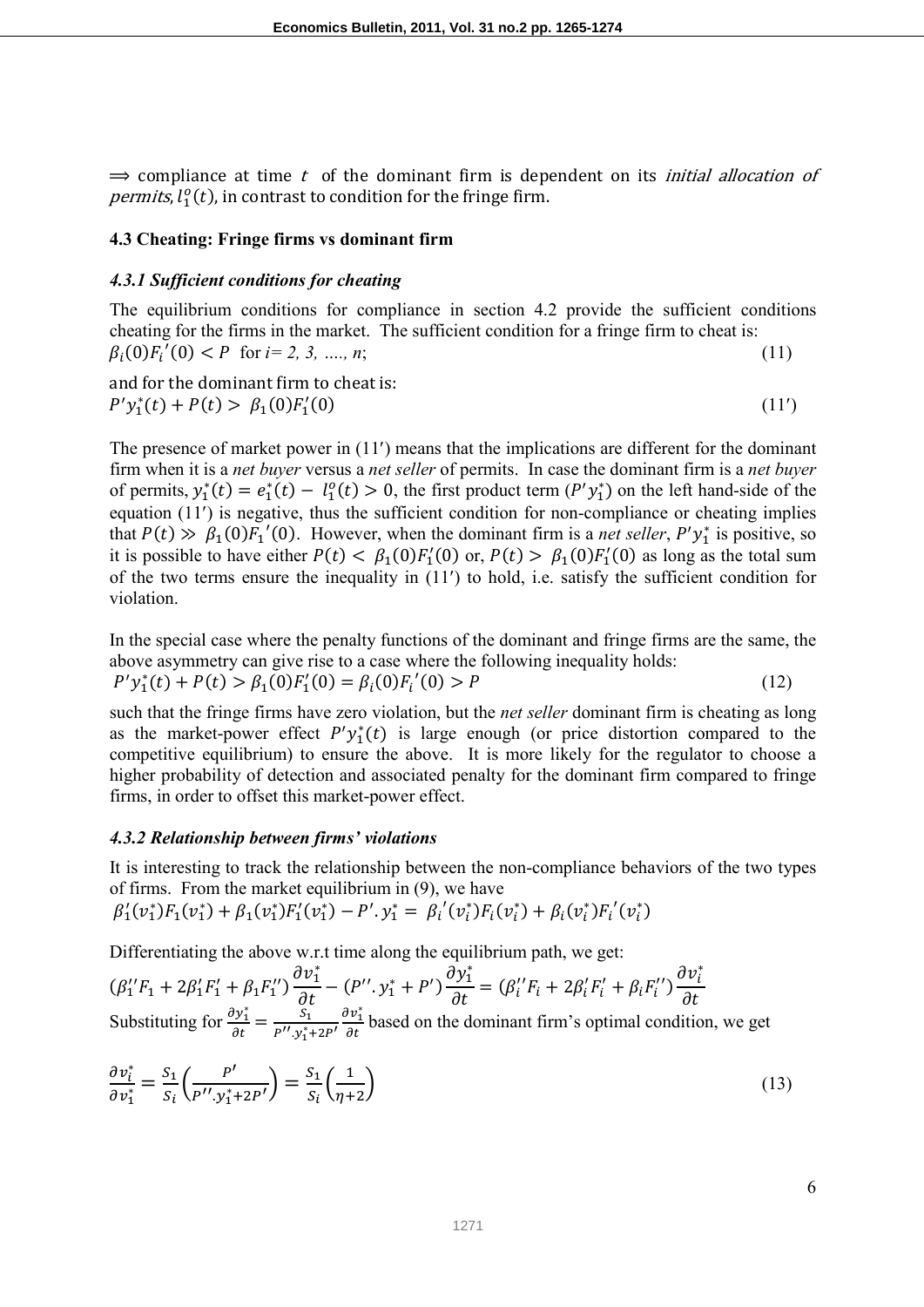$\Longrightarrow$ compliance at time $t$ of the dominant firm is dependent on its *initial allocation of permits*, $l_1^o(t)$, in contrast to condition for the fringe firm.

### 4.3 Cheating: Fringe firms vs dominant firm

#### *4.3.1 Sufficient conditions for cheating*

The equilibrium conditions for compliance in section 4.2 provide the sufficient conditions cheating for the firms in the market. The sufficient condition for a fringe firm to cheat is:

$$\beta_i(0)F_i{}'(0) < P \quad \text{for } i = 2, 3, \ldots, n; \tag{11}$$

and for the dominant firm to cheat is:

$$P'y_1^*(t) + P(t) > \beta_1(0)F_1'(0) \tag{11'}$$

The presence of market power in (11′) means that the implications are different for the dominant firm when it is a *net buyer* versus a *net seller* of permits. In case the dominant firm is a *net buyer* of permits, $y_1^*(t) = e_1^*(t) - l_1^o(t) > 0$, the first product term $(P'y_1^*)$ on the left hand-side of the equation (11′) is negative, thus the sufficient condition for non-compliance or cheating implies that $P(t) \gg \beta_1(0)F_1{}'(0)$. However, when the dominant firm is a *net seller*, $P'y_1^*$ is positive, so it is possible to have either $P(t) < \beta_1(0)F_1'(0)$ or, $P(t) > \beta_1(0)F_1'(0)$ as long as the total sum of the two terms ensure the inequality in (11′) to hold, i.e. satisfy the sufficient condition for violation.

In the special case where the penalty functions of the dominant and fringe firms are the same, the above asymmetry can give rise to a case where the following inequality holds:

$$P'y_1^*(t) + P(t) > \beta_1(0)F_1'(0) = \beta_i(0)F_i{}'(0) > P \tag{12}$$

such that the fringe firms have zero violation, but the *net seller* dominant firm is cheating as long as the market-power effect $P'y_1^*(t)$ is large enough (or price distortion compared to the competitive equilibrium) to ensure the above. It is more likely for the regulator to choose a higher probability of detection and associated penalty for the dominant firm compared to fringe firms, in order to offset this market-power effect.

#### *4.3.2 Relationship between firms' violations*

It is interesting to track the relationship between the non-compliance behaviors of the two types of firms. From the market equilibrium in (9), we have

$$\beta_1'(v_1^*)F_1(v_1^*) + \beta_1(v_1^*)F_1'(v_1^*) - P'.y_1^* = \beta_i{}'(v_i^*)F_i(v_i^*) + \beta_i(v_i^*)F_i{}'(v_i^*)$$

Differentiating the above w.r.t time along the equilibrium path, we get:

$$(\beta_1''F_1 + 2\beta_1'F_1' + \beta_1F_1'')\frac{\partial v_1^*}{\partial t} - (P''.y_1^* + P')\frac{\partial y_1^*}{\partial t} = (\beta_i''F_i + 2\beta_i'F_i' + \beta_iF_i'')\frac{\partial v_i^*}{\partial t}$$

Substituting for $\frac{\partial y_1^*}{\partial t} = \frac{S_1}{P''.y_1^*+2P'}\frac{\partial v_1^*}{\partial t}$ based on the dominant firm's optimal condition, we get

$$\frac{\partial v_i^*}{\partial v_1^*} = \frac{S_1}{S_i}\left(\frac{P'}{P''.y_1^*+2P'}\right) = \frac{S_1}{S_i}\left(\frac{1}{\eta+2}\right) \tag{13}$$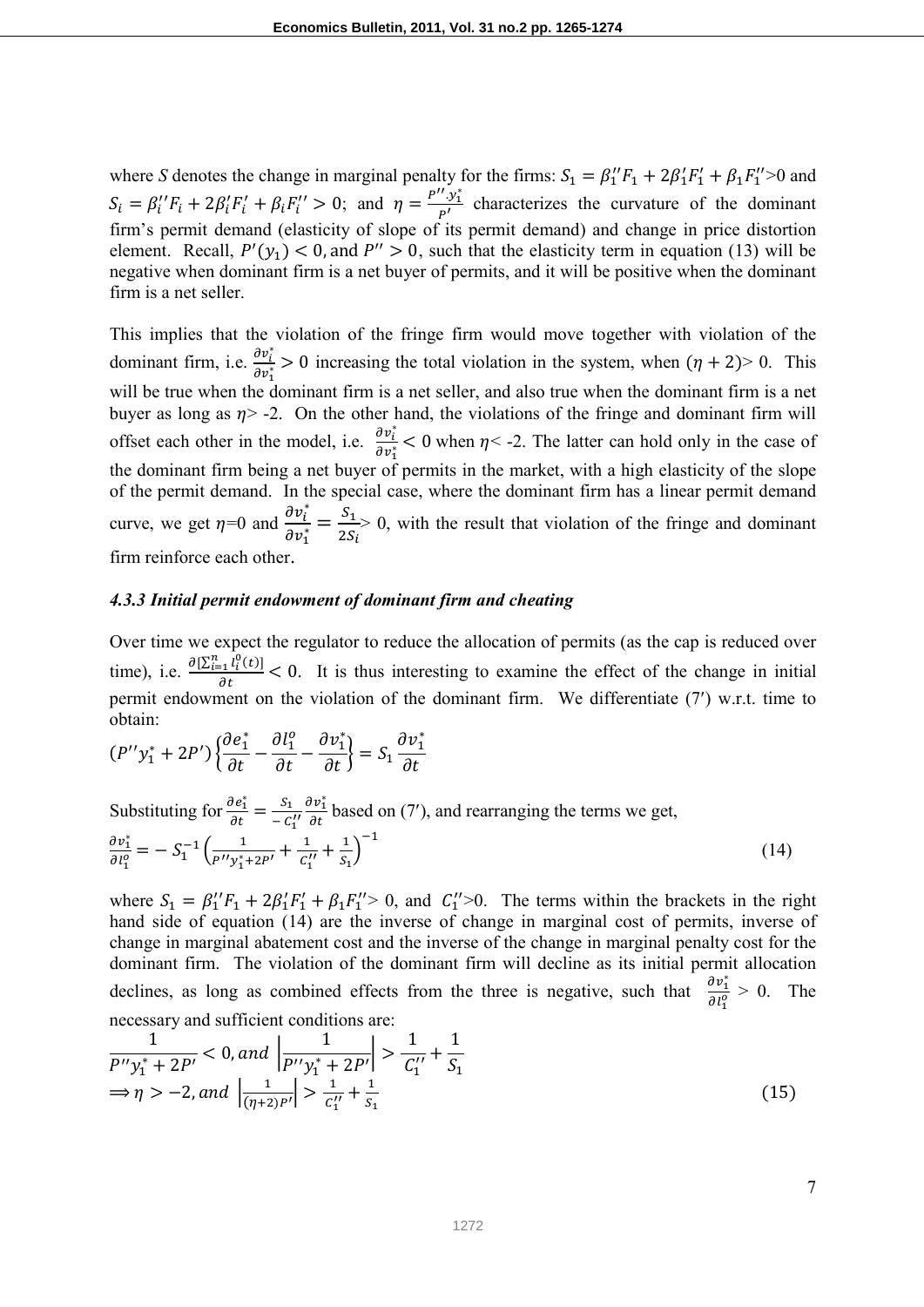where *S* denotes the change in marginal penalty for the firms: $S_1 = \beta_1''F_1 + 2\beta_1'F_1' + \beta_1 F_1''$>0 and $S_i = \beta_i''F_i + 2\beta_i'F_i' + \beta_i F_i'' > 0$; and $\eta = \frac{P''.y_1^*}{P'}$ characterizes the curvature of the dominant firm's permit demand (elasticity of slope of its permit demand) and change in price distortion element. Recall, $P'(y_1) < 0$, and $P'' > 0$, such that the elasticity term in equation (13) will be negative when dominant firm is a net buyer of permits, and it will be positive when the dominant firm is a net seller.

This implies that the violation of the fringe firm would move together with violation of the dominant firm, i.e. $\frac{\partial v_i^*}{\partial v_1^*} > 0$ increasing the total violation in the system, when $(\eta + 2)$> 0. This will be true when the dominant firm is a net seller, and also true when the dominant firm is a net buyer as long as $\eta$> -2. On the other hand, the violations of the fringe and dominant firm will offset each other in the model, i.e. $\frac{\partial v_i^*}{\partial v_1^*} < 0$ when $\eta$< -2. The latter can hold only in the case of the dominant firm being a net buyer of permits in the market, with a high elasticity of the slope of the permit demand. In the special case, where the dominant firm has a linear permit demand curve, we get $\eta$=0 and $\frac{\partial v_i^*}{\partial v_1^*} = \frac{S_1}{2S_i}$> 0, with the result that violation of the fringe and dominant firm reinforce each other.

#### *4.3.3 Initial permit endowment of dominant firm and cheating*

Over time we expect the regulator to reduce the allocation of permits (as the cap is reduced over time), i.e. $\frac{\partial[\sum_{i=1}^{n} l_i^0(t)]}{\partial t} < 0$. It is thus interesting to examine the effect of the change in initial permit endowment on the violation of the dominant firm. We differentiate (7′) w.r.t. time to obtain:

$$(P''y_1^* + 2P')\left\{\frac{\partial e_1^*}{\partial t} - \frac{\partial l_1^o}{\partial t} - \frac{\partial v_1^*}{\partial t}\right\} = S_1 \frac{\partial v_1^*}{\partial t}$$

Substituting for $\frac{\partial e_1^*}{\partial t} = \frac{S_1}{-C_1''}\frac{\partial v_1^*}{\partial t}$ based on (7′), and rearranging the terms we get,

$$\frac{\partial v_1^*}{\partial l_1^o} = -S_1^{-1}\left(\frac{1}{P''y_1^* + 2P'} + \frac{1}{C_1''} + \frac{1}{S_1}\right)^{-1} \tag{14}$$

where $S_1 = \beta_1''F_1 + 2\beta_1'F_1' + \beta_1 F_1''$> 0, and $C_1''$>0. The terms within the brackets in the right hand side of equation (14) are the inverse of change in marginal cost of permits, inverse of change in marginal abatement cost and the inverse of the change in marginal penalty cost for the dominant firm. The violation of the dominant firm will decline as its initial permit allocation declines, as long as combined effects from the three is negative, such that $\frac{\partial v_1^*}{\partial l_1^o} > 0$. The necessary and sufficient conditions are:

$$\frac{1}{P''y_1^* + 2P'} < 0, and \ \left|\frac{1}{P''y_1^* + 2P'}\right| > \frac{1}{C_1''} + \frac{1}{S_1}$$

$$\Longrightarrow \eta > -2, and \ \left|\frac{1}{(\eta+2)P'}\right| > \frac{1}{C_1''} + \frac{1}{S_1} \tag{15}$$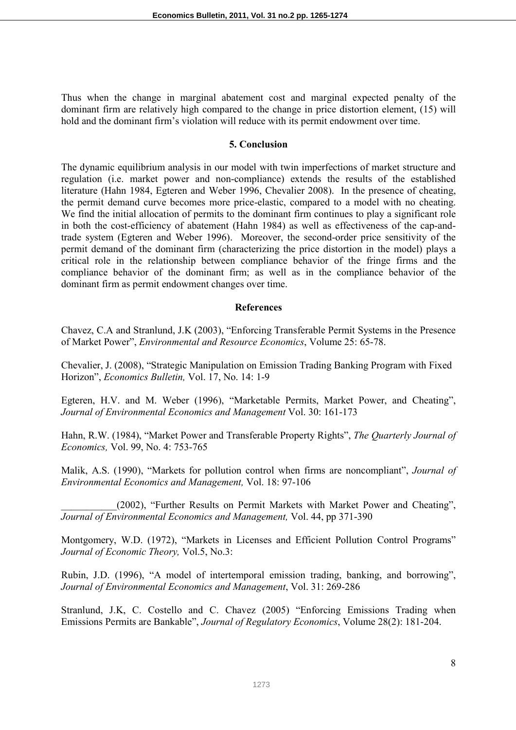Thus when the change in marginal abatement cost and marginal expected penalty of the dominant firm are relatively high compared to the change in price distortion element, (15) will hold and the dominant firm's violation will reduce with its permit endowment over time.

## 5. Conclusion

The dynamic equilibrium analysis in our model with twin imperfections of market structure and regulation (i.e. market power and non-compliance) extends the results of the established literature (Hahn 1984, Egteren and Weber 1996, Chevalier 2008). In the presence of cheating, the permit demand curve becomes more price-elastic, compared to a model with no cheating. We find the initial allocation of permits to the dominant firm continues to play a significant role in both the cost-efficiency of abatement (Hahn 1984) as well as effectiveness of the cap-and-trade system (Egteren and Weber 1996). Moreover, the second-order price sensitivity of the permit demand of the dominant firm (characterizing the price distortion in the model) plays a critical role in the relationship between compliance behavior of the fringe firms and the compliance behavior of the dominant firm; as well as in the compliance behavior of the dominant firm as permit endowment changes over time.

## References

Chavez, C.A and Stranlund, J.K (2003), "Enforcing Transferable Permit Systems in the Presence of Market Power", *Environmental and Resource Economics*, Volume 25: 65-78.

Chevalier, J. (2008), "Strategic Manipulation on Emission Trading Banking Program with Fixed Horizon", *Economics Bulletin,* Vol. 17, No. 14: 1-9

Egteren, H.V. and M. Weber (1996), "Marketable Permits, Market Power, and Cheating", *Journal of Environmental Economics and Management* Vol. 30: 161-173

Hahn, R.W. (1984), "Market Power and Transferable Property Rights", *The Quarterly Journal of Economics,* Vol. 99, No. 4: 753-765

Malik, A.S. (1990), "Markets for pollution control when firms are noncompliant", *Journal of Environmental Economics and Management,* Vol. 18: 97-106

___________(2002), "Further Results on Permit Markets with Market Power and Cheating", *Journal of Environmental Economics and Management,* Vol. 44, pp 371-390

Montgomery, W.D. (1972), "Markets in Licenses and Efficient Pollution Control Programs" *Journal of Economic Theory,* Vol.5, No.3:

Rubin, J.D. (1996), "A model of intertemporal emission trading, banking, and borrowing", *Journal of Environmental Economics and Management*, Vol. 31: 269-286

Stranlund, J.K, C. Costello and C. Chavez (2005) "Enforcing Emissions Trading when Emissions Permits are Bankable", *Journal of Regulatory Economics*, Volume 28(2): 181-204.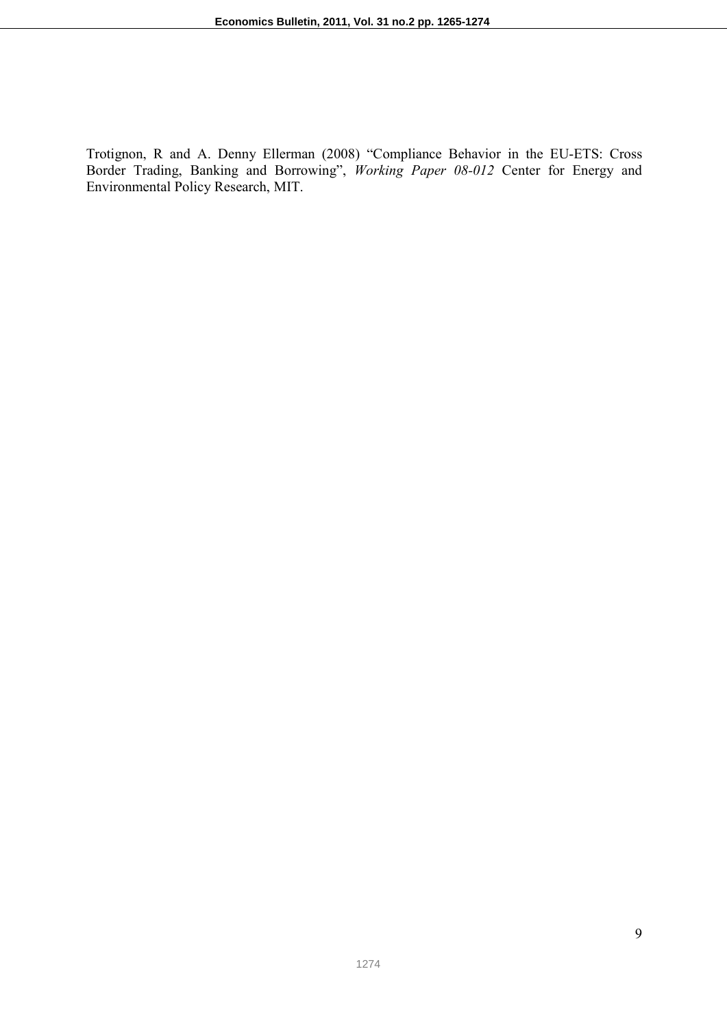Trotignon, R and A. Denny Ellerman (2008) "Compliance Behavior in the EU-ETS: Cross Border Trading, Banking and Borrowing", *Working Paper 08-012* Center for Energy and Environmental Policy Research, MIT.